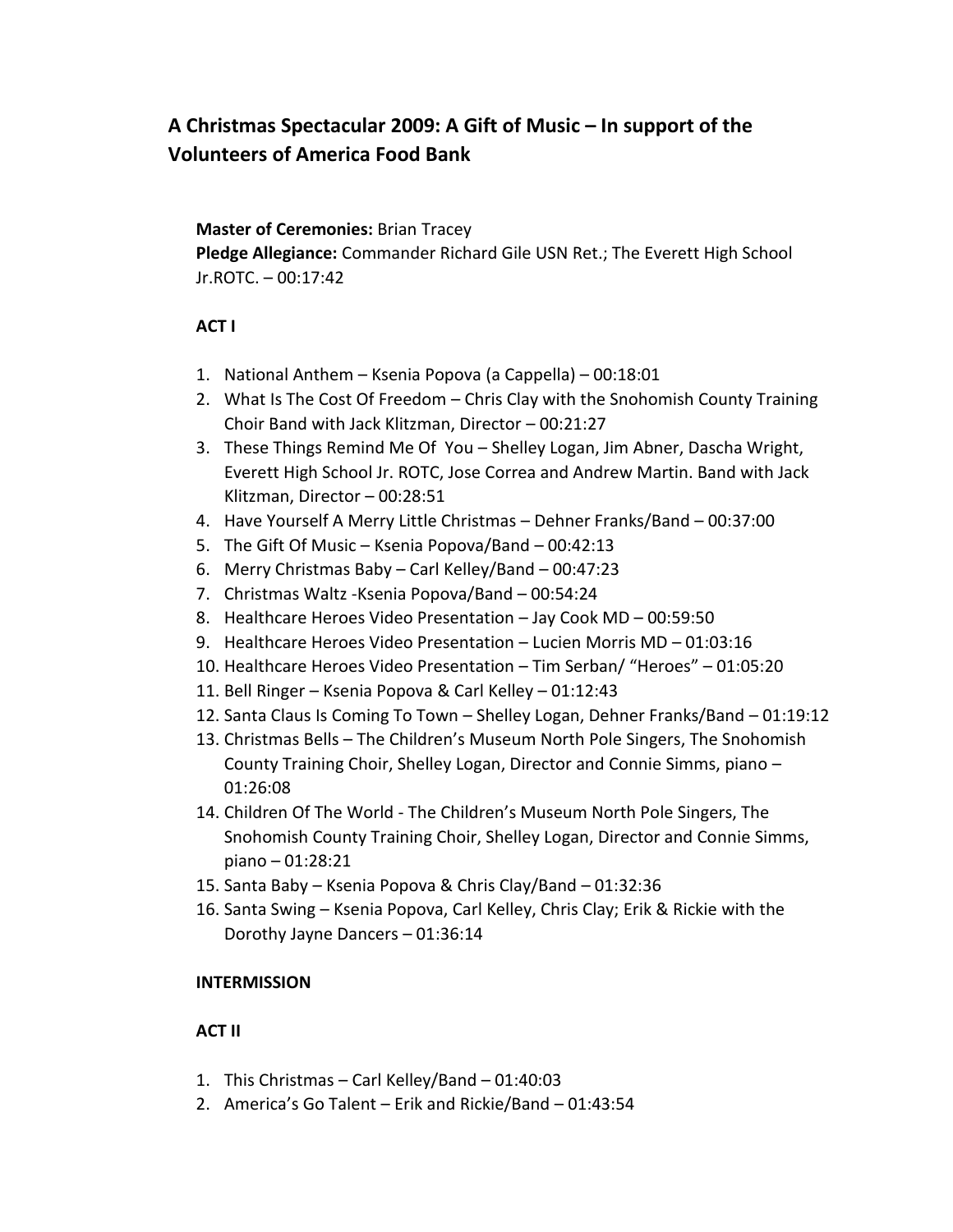# A Christmas Spectacular 2009: A Gift of Music – In support of the Volunteers of America Food Bank

**Master of Ceremonies:** Brian Tracey
**Pledge Allegiance:** Commander Richard Gile USN Ret.; The Everett High School Jr.ROTC. – 00:17:42

**ACT I**

1. National Anthem – Ksenia Popova (a Cappella) – 00:18:01
2. What Is The Cost Of Freedom – Chris Clay with the Snohomish County Training Choir Band with Jack Klitzman, Director – 00:21:27
3. These Things Remind Me Of You – Shelley Logan, Jim Abner, Dascha Wright, Everett High School Jr. ROTC, Jose Correa and Andrew Martin. Band with Jack Klitzman, Director – 00:28:51
4. Have Yourself A Merry Little Christmas – Dehner Franks/Band – 00:37:00
5. The Gift Of Music – Ksenia Popova/Band – 00:42:13
6. Merry Christmas Baby – Carl Kelley/Band – 00:47:23
7. Christmas Waltz -Ksenia Popova/Band – 00:54:24
8. Healthcare Heroes Video Presentation – Jay Cook MD – 00:59:50
9. Healthcare Heroes Video Presentation – Lucien Morris MD – 01:03:16
10. Healthcare Heroes Video Presentation – Tim Serban/ "Heroes" – 01:05:20
11. Bell Ringer – Ksenia Popova & Carl Kelley – 01:12:43
12. Santa Claus Is Coming To Town – Shelley Logan, Dehner Franks/Band – 01:19:12
13. Christmas Bells – The Children's Museum North Pole Singers, The Snohomish County Training Choir, Shelley Logan, Director and Connie Simms, piano – 01:26:08
14. Children Of The World - The Children's Museum North Pole Singers, The Snohomish County Training Choir, Shelley Logan, Director and Connie Simms, piano – 01:28:21
15. Santa Baby – Ksenia Popova & Chris Clay/Band – 01:32:36
16. Santa Swing – Ksenia Popova, Carl Kelley, Chris Clay; Erik & Rickie with the Dorothy Jayne Dancers – 01:36:14

**INTERMISSION**

**ACT II**

1. This Christmas – Carl Kelley/Band – 01:40:03
2. America's Go Talent – Erik and Rickie/Band – 01:43:54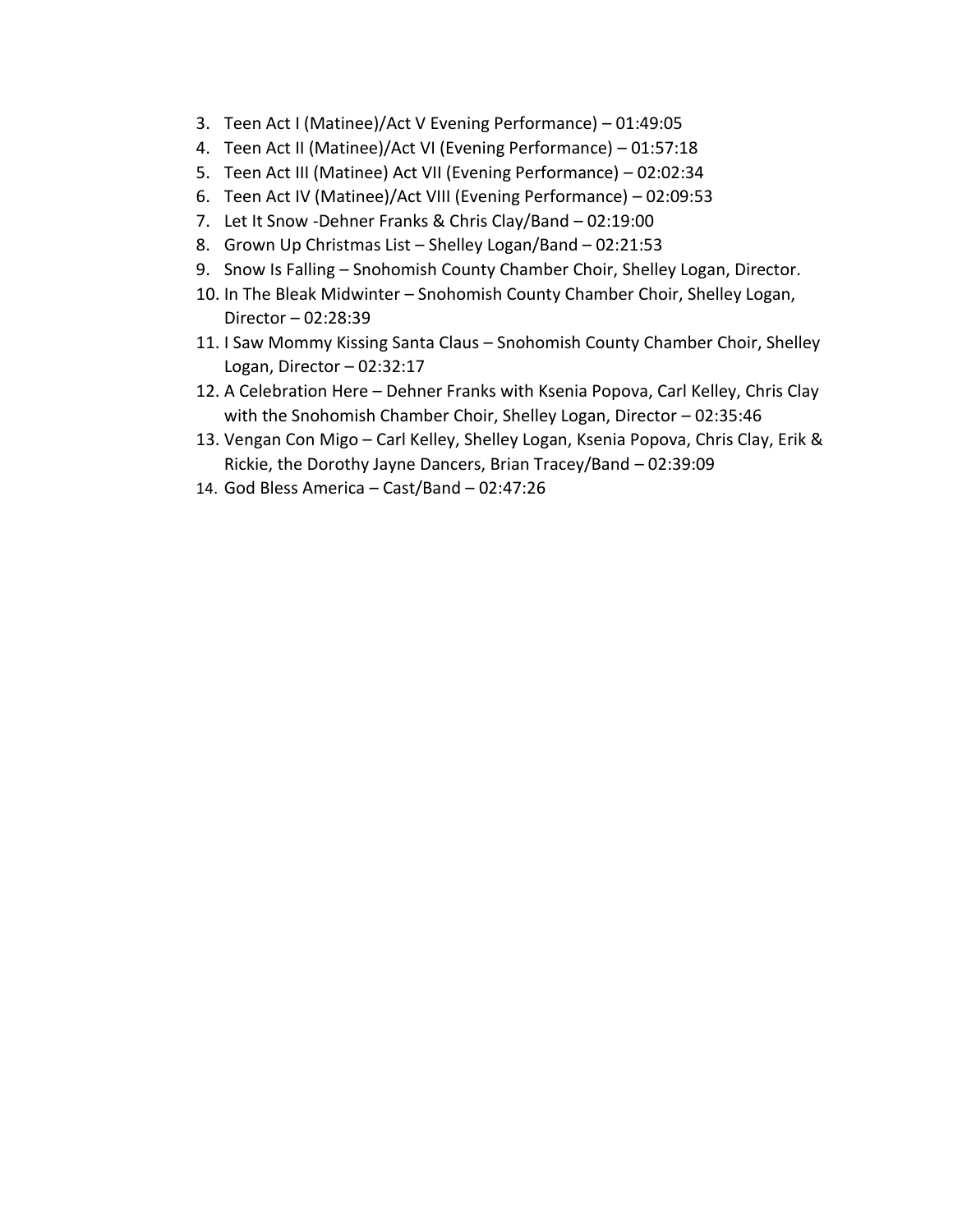3. Teen Act I (Matinee)/Act V Evening Performance) – 01:49:05
4. Teen Act II (Matinee)/Act VI (Evening Performance) – 01:57:18
5. Teen Act III (Matinee) Act VII (Evening Performance) – 02:02:34
6. Teen Act IV (Matinee)/Act VIII (Evening Performance) – 02:09:53
7. Let It Snow -Dehner Franks & Chris Clay/Band – 02:19:00
8. Grown Up Christmas List – Shelley Logan/Band – 02:21:53
9. Snow Is Falling – Snohomish County Chamber Choir, Shelley Logan, Director.
10. In The Bleak Midwinter – Snohomish County Chamber Choir, Shelley Logan, Director – 02:28:39
11. I Saw Mommy Kissing Santa Claus – Snohomish County Chamber Choir, Shelley Logan, Director – 02:32:17
12. A Celebration Here – Dehner Franks with Ksenia Popova, Carl Kelley, Chris Clay with the Snohomish Chamber Choir, Shelley Logan, Director – 02:35:46
13. Vengan Con Migo – Carl Kelley, Shelley Logan, Ksenia Popova, Chris Clay, Erik & Rickie, the Dorothy Jayne Dancers, Brian Tracey/Band – 02:39:09
14. God Bless America – Cast/Band – 02:47:26